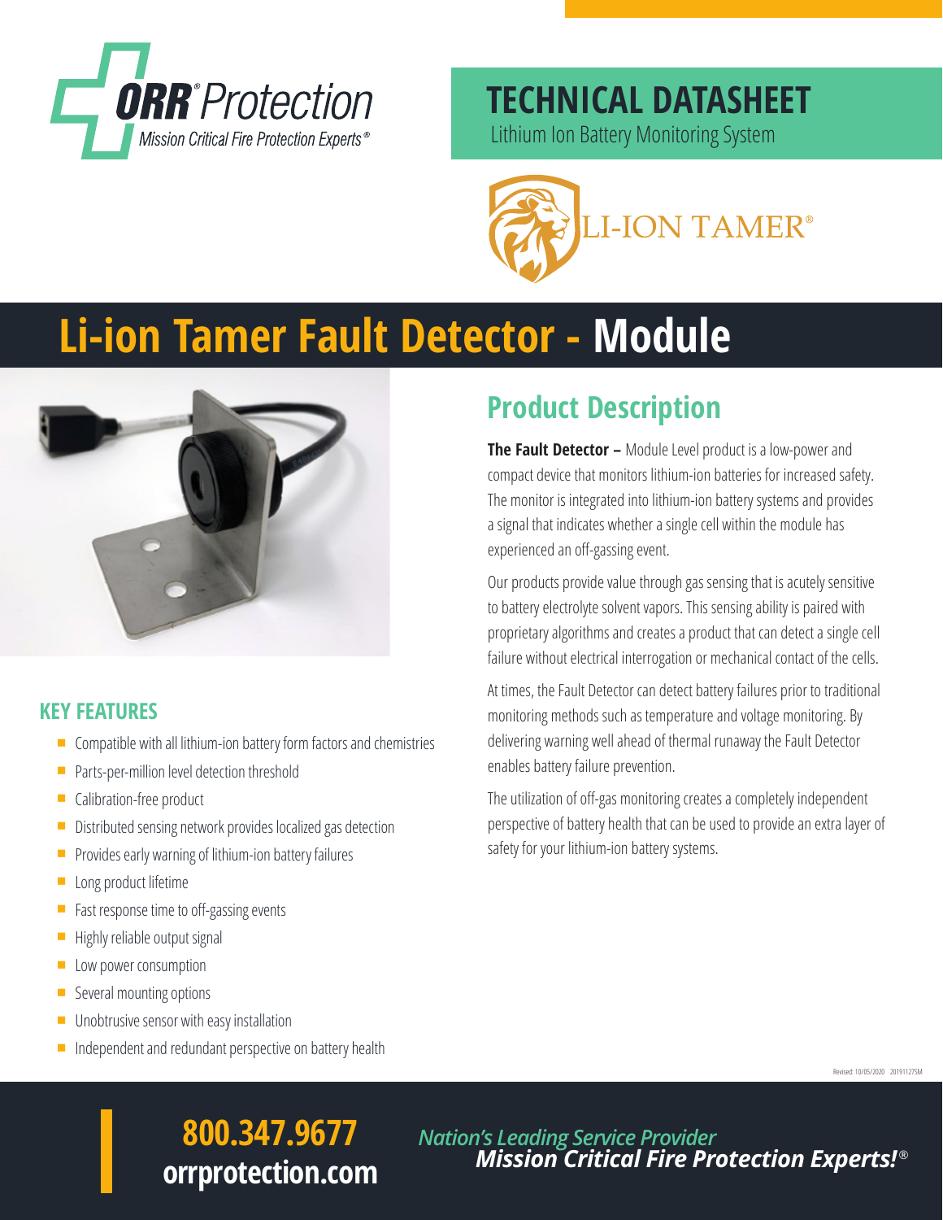# TECHNICAL DATASHEET

Lithium Ion Battery Monitoring System

LI-ION TAMER®

# Li-ion Tamer Fault Detector - Module

## Product Description

**The Fault Detector –** Module Level product is a low-power and compact device that monitors lithium-ion batteries for increased safety. The monitor is integrated into lithium-ion battery systems and provides a signal that indicates whether a single cell within the module has experienced an off-gassing event.

Our products provide value through gas sensing that is acutely sensitive to battery electrolyte solvent vapors. This sensing ability is paired with proprietary algorithms and creates a product that can detect a single cell failure without electrical interrogation or mechanical contact of the cells.

At times, the Fault Detector can detect battery failures prior to traditional monitoring methods such as temperature and voltage monitoring. By delivering warning well ahead of thermal runaway the Fault Detector enables battery failure prevention.

The utilization of off-gas monitoring creates a completely independent perspective of battery health that can be used to provide an extra layer of safety for your lithium-ion battery systems.

## KEY FEATURES

- Compatible with all lithium-ion battery form factors and chemistries
- Parts-per-million level detection threshold
- Calibration-free product
- Distributed sensing network provides localized gas detection
- Provides early warning of lithium-ion battery failures
- Long product lifetime
- Fast response time to off-gassing events
- Highly reliable output signal
- Low power consumption
- Several mounting options
- Unobtrusive sensor with easy installation
- Independent and redundant perspective on battery health

Revised: 10/05/2020 20191127SM

**800.347.9677**
**orrprotection.com**

*Nation's Leading Service Provider*
***Mission Critical Fire Protection Experts!®***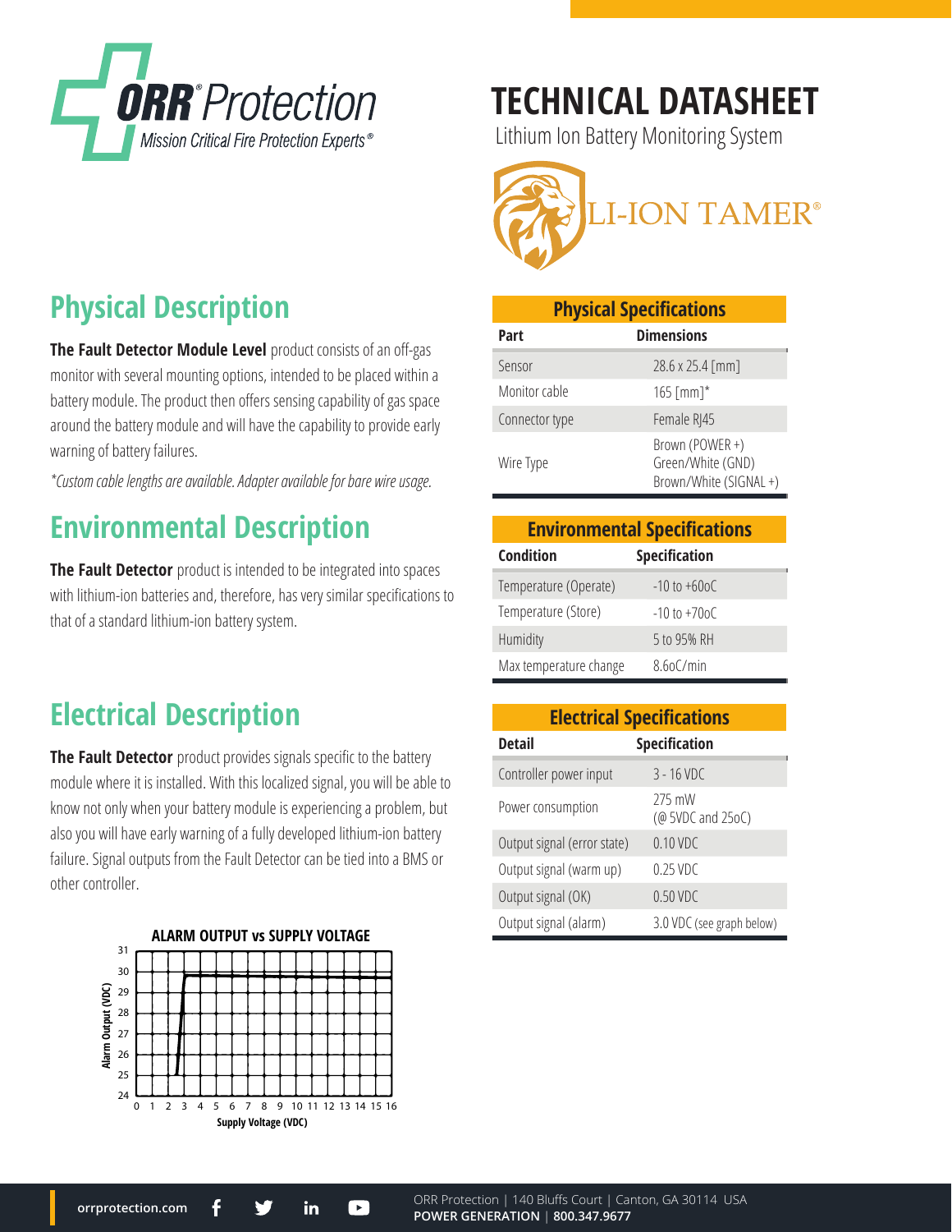# TECHNICAL DATASHEET

Lithium Ion Battery Monitoring System

LI-ION TAMER®

## Physical Description

**The Fault Detector Module Level** product consists of an off-gas monitor with several mounting options, intended to be placed within a battery module. The product then offers sensing capability of gas space around the battery module and will have the capability to provide early warning of battery failures.

*\*Custom cable lengths are available. Adapter available for bare wire usage.*

| Physical Specifications | |
|---|---|
| **Part** | **Dimensions** |
| Sensor | 28.6 x 25.4 [mm] |
| Monitor cable | 165 [mm]* |
| Connector type | Female RJ45 |
| Wire Type | Brown (POWER +)<br>Green/White (GND)<br>Brown/White (SIGNAL +) |

## Environmental Description

**The Fault Detector** product is intended to be integrated into spaces with lithium-ion batteries and, therefore, has very similar specifications to that of a standard lithium-ion battery system.

| Environmental Specifications | |
|---|---|
| **Condition** | **Specification** |
| Temperature (Operate) | -10 to +60oC |
| Temperature (Store) | -10 to +70oC |
| Humidity | 5 to 95% RH |
| Max temperature change | 8.6oC/min |

## Electrical Description

**The Fault Detector** product provides signals specific to the battery module where it is installed. With this localized signal, you will be able to know not only when your battery module is experiencing a problem, but also you will have early warning of a fully developed lithium-ion battery failure. Signal outputs from the Fault Detector can be tied into a BMS or other controller.

| Electrical Specifications | |
|---|---|
| **Detail** | **Specification** |
| Controller power input | 3 - 16 VDC |
| Power consumption | 275 mW<br>(@ 5VDC and 25oC) |
| Output signal (error state) | 0.10 VDC |
| Output signal (warm up) | 0.25 VDC |
| Output signal (OK) | 0.50 VDC |
| Output signal (alarm) | 3.0 VDC (see graph below) |

**ALARM OUTPUT vs SUPPLY VOLTAGE**

Alarm Output (VDC) vs Supply Voltage (VDC)

ORR Protection | 140 Bluffs Court | Canton, GA 30114 USA
POWER GENERATION | 800.347.9677
orrprotection.com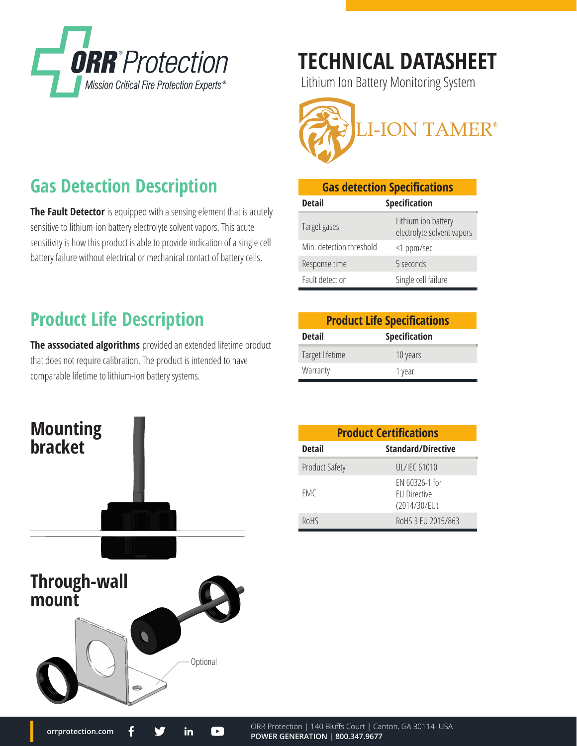# TECHNICAL DATASHEET

Lithium Ion Battery Monitoring System

LI-ION TAMER®

## Gas Detection Description

**The Fault Detector** is equipped with a sensing element that is acutely sensitive to lithium-ion battery electrolyte solvent vapors. This acute sensitivity is how this product is able to provide indication of a single cell battery failure without electrical or mechanical contact of battery cells.

| Gas detection Specifications | |
|---|---|
| **Detail** | **Specification** |
| Target gases | Lithium ion battery electrolyte solvent vapors |
| Min. detection threshold | <1 ppm/sec |
| Response time | 5 seconds |
| Fault detection | Single cell failure |

## Product Life Description

**The asssociated algorithms** provided an extended lifetime product that does not require calibration. The product is intended to have comparable lifetime to lithium-ion battery systems.

| Product Life Specifications | |
|---|---|
| **Detail** | **Specification** |
| Target lifetime | 10 years |
| Warranty | 1 year |

| Product Certifications | |
|---|---|
| **Detail** | **Standard/Directive** |
| Product Safety | UL/IEC 61010 |
| EMC | EN 60326-1 for EU Directive (2014/30/EU) |
| RoHS | RoHS 3 EU 2015/863 |

**Mounting bracket**

**Through-wall mount**

Optional

orrprotection.com

ORR Protection | 140 Bluffs Court | Canton, GA 30114 USA
**POWER GENERATION | 800.347.9677**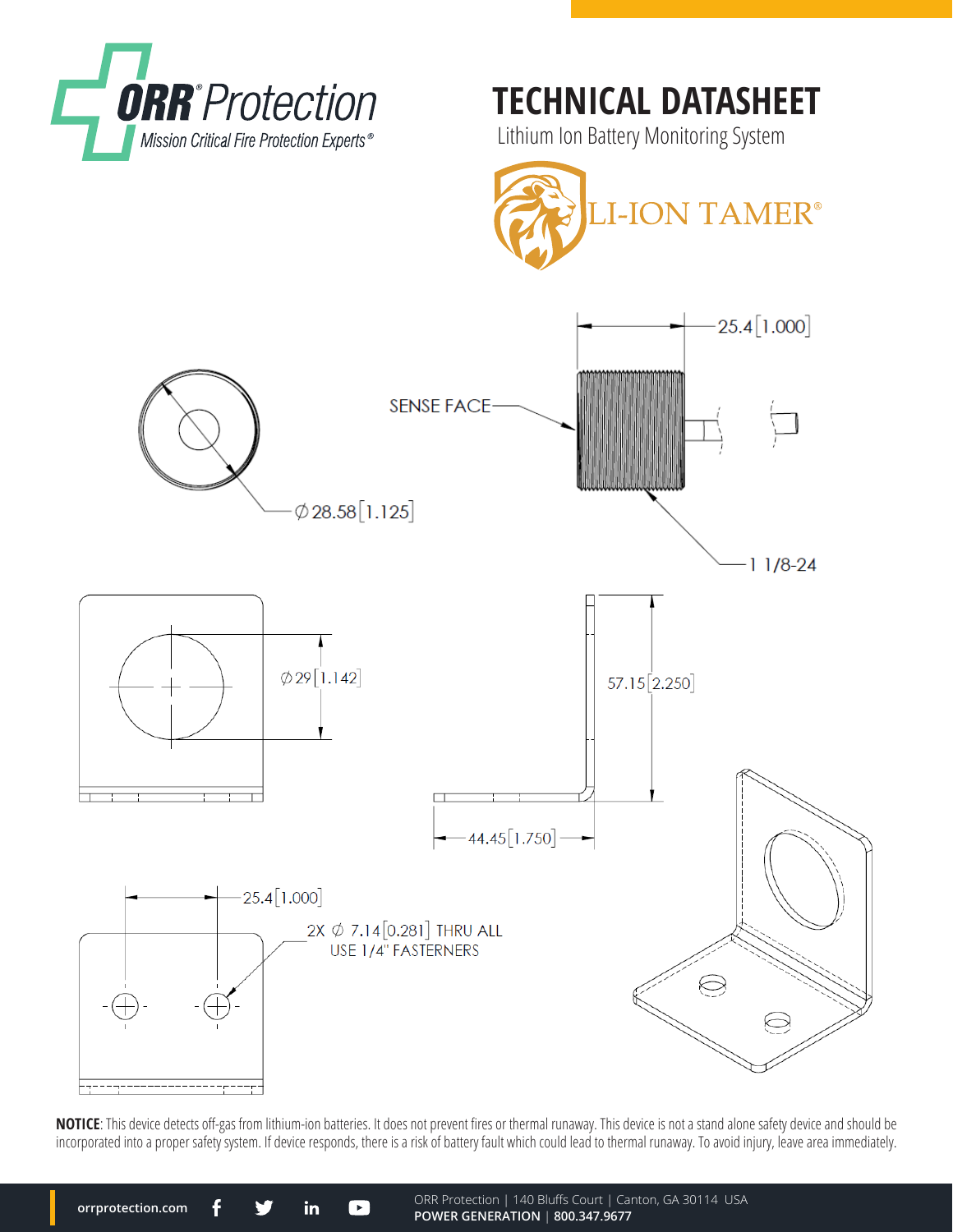ORR® Protection
Mission Critical Fire Protection Experts®

# TECHNICAL DATASHEET

Lithium Ion Battery Monitoring System

LI-ION TAMER®

25.4[1.000]

SENSE FACE

∅28.58[1.125]

1 1/8-24

∅29[1.142]

57.15[2.250]

44.45[1.750]

25.4[1.000]

2X ∅ 7.14[0.281] THRU ALL
USE 1/4" FASTERNERS

**NOTICE**: This device detects off-gas from lithium-ion batteries. It does not prevent fires or thermal runaway. This device is not a stand alone safety device and should be incorporated into a proper safety system. If device responds, there is a risk of battery fault which could lead to thermal runaway. To avoid injury, leave area immediately.

orrprotection.com

ORR Protection | 140 Bluffs Court | Canton, GA 30114 USA
**POWER GENERATION** | **800.347.9677**